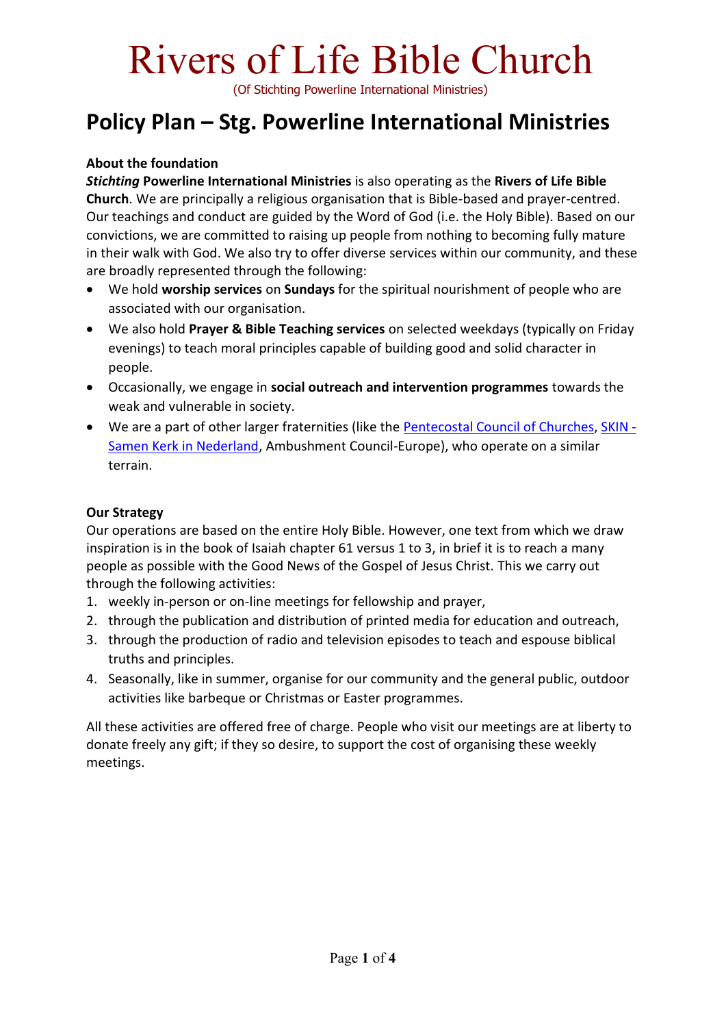# Rivers of Life Bible Church

(Of Stichting Powerline International Ministries)

## Policy Plan – Stg. Powerline International Ministries

**About the foundation**

***Stichting*** **Powerline International Ministries** is also operating as the **Rivers of Life Bible Church**. We are principally a religious organisation that is Bible-based and prayer-centred. Our teachings and conduct are guided by the Word of God (i.e. the Holy Bible). Based on our convictions, we are committed to raising up people from nothing to becoming fully mature in their walk with God. We also try to offer diverse services within our community, and these are broadly represented through the following:

- We hold **worship services** on **Sundays** for the spiritual nourishment of people who are associated with our organisation.
- We also hold **Prayer & Bible Teaching services** on selected weekdays (typically on Friday evenings) to teach moral principles capable of building good and solid character in people.
- Occasionally, we engage in **social outreach and intervention programmes** towards the weak and vulnerable in society.
- We are a part of other larger fraternities (like the Pentecostal Council of Churches, SKIN - Samen Kerk in Nederland, Ambushment Council-Europe), who operate on a similar terrain.

**Our Strategy**

Our operations are based on the entire Holy Bible. However, one text from which we draw inspiration is in the book of Isaiah chapter 61 versus 1 to 3, in brief it is to reach a many people as possible with the Good News of the Gospel of Jesus Christ. This we carry out through the following activities:

1. weekly in-person or on-line meetings for fellowship and prayer,
2. through the publication and distribution of printed media for education and outreach,
3. through the production of radio and television episodes to teach and espouse biblical truths and principles.
4. Seasonally, like in summer, organise for our community and the general public, outdoor activities like barbeque or Christmas or Easter programmes.

All these activities are offered free of charge. People who visit our meetings are at liberty to donate freely any gift; if they so desire, to support the cost of organising these weekly meetings.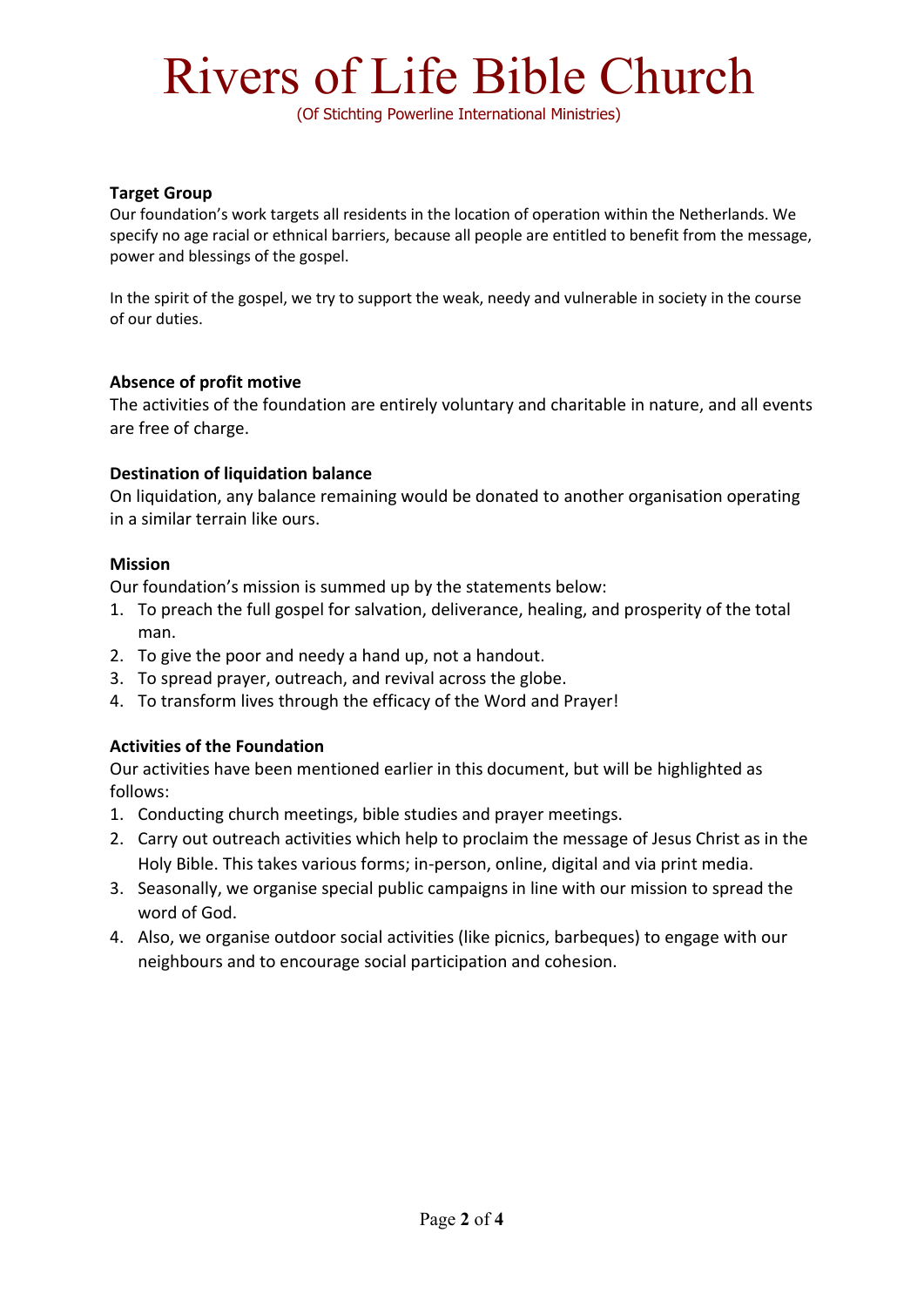# Rivers of Life Bible Church

(Of Stichting Powerline International Ministries)

**Target Group**

Our foundation's work targets all residents in the location of operation within the Netherlands. We specify no age racial or ethnical barriers, because all people are entitled to benefit from the message, power and blessings of the gospel.

In the spirit of the gospel, we try to support the weak, needy and vulnerable in society in the course of our duties.

**Absence of profit motive**

The activities of the foundation are entirely voluntary and charitable in nature, and all events are free of charge.

**Destination of liquidation balance**

On liquidation, any balance remaining would be donated to another organisation operating in a similar terrain like ours.

**Mission**

Our foundation's mission is summed up by the statements below:

1. To preach the full gospel for salvation, deliverance, healing, and prosperity of the total man.
2. To give the poor and needy a hand up, not a handout.
3. To spread prayer, outreach, and revival across the globe.
4. To transform lives through the efficacy of the Word and Prayer!

**Activities of the Foundation**

Our activities have been mentioned earlier in this document, but will be highlighted as follows:

1. Conducting church meetings, bible studies and prayer meetings.
2. Carry out outreach activities which help to proclaim the message of Jesus Christ as in the Holy Bible. This takes various forms; in-person, online, digital and via print media.
3. Seasonally, we organise special public campaigns in line with our mission to spread the word of God.
4. Also, we organise outdoor social activities (like picnics, barbeques) to engage with our neighbours and to encourage social participation and cohesion.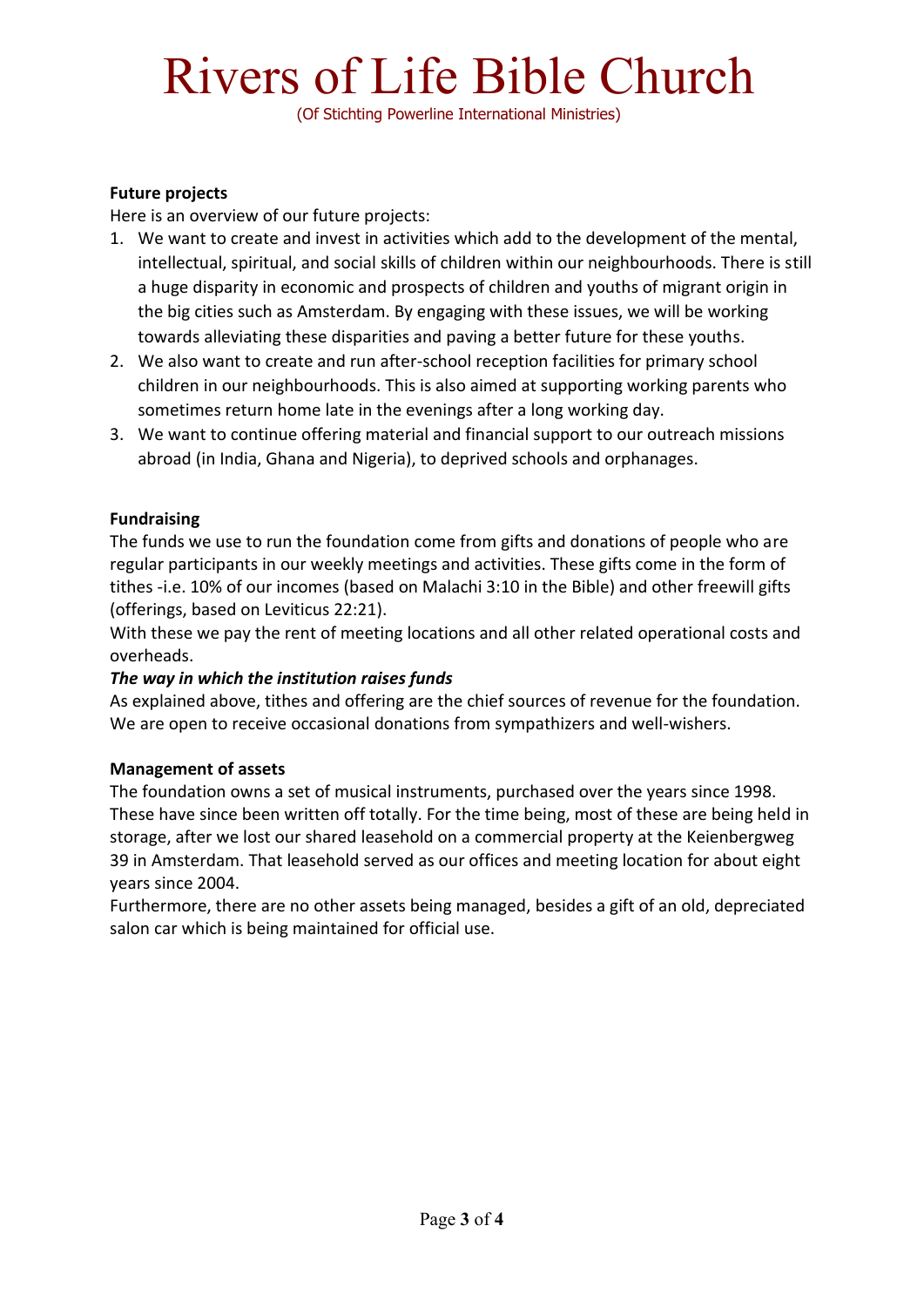**Future projects**

Here is an overview of our future projects:

1. We want to create and invest in activities which add to the development of the mental, intellectual, spiritual, and social skills of children within our neighbourhoods. There is still a huge disparity in economic and prospects of children and youths of migrant origin in the big cities such as Amsterdam. By engaging with these issues, we will be working towards alleviating these disparities and paving a better future for these youths.
2. We also want to create and run after-school reception facilities for primary school children in our neighbourhoods. This is also aimed at supporting working parents who sometimes return home late in the evenings after a long working day.
3. We want to continue offering material and financial support to our outreach missions abroad (in India, Ghana and Nigeria), to deprived schools and orphanages.

**Fundraising**

The funds we use to run the foundation come from gifts and donations of people who are regular participants in our weekly meetings and activities. These gifts come in the form of tithes -i.e. 10% of our incomes (based on Malachi 3:10 in the Bible) and other freewill gifts (offerings, based on Leviticus 22:21).

With these we pay the rent of meeting locations and all other related operational costs and overheads.

***The way in which the institution raises funds***

As explained above, tithes and offering are the chief sources of revenue for the foundation. We are open to receive occasional donations from sympathizers and well-wishers.

**Management of assets**

The foundation owns a set of musical instruments, purchased over the years since 1998. These have since been written off totally. For the time being, most of these are being held in storage, after we lost our shared leasehold on a commercial property at the Keienbergweg 39 in Amsterdam. That leasehold served as our offices and meeting location for about eight years since 2004.

Furthermore, there are no other assets being managed, besides a gift of an old, depreciated salon car which is being maintained for official use.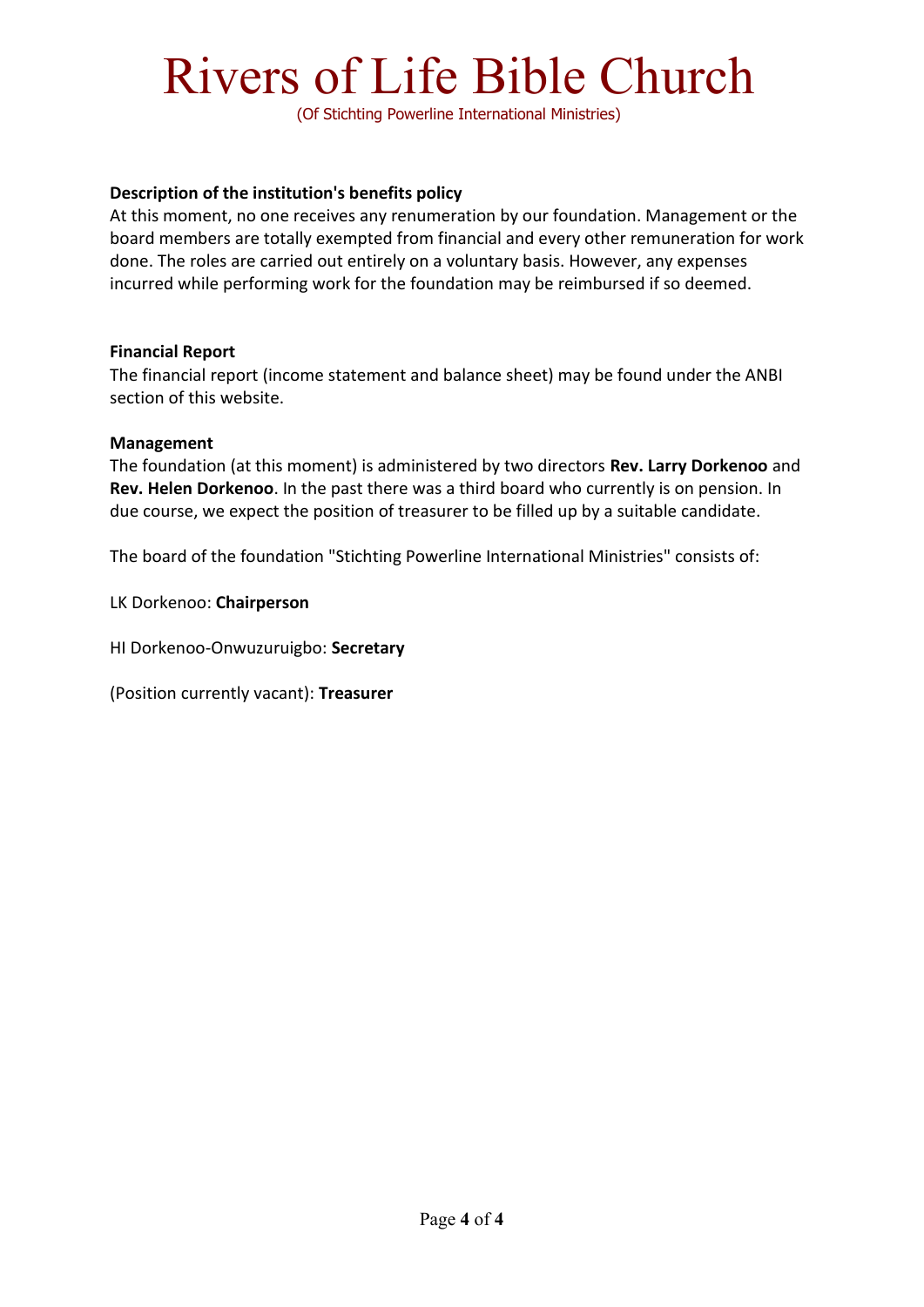# Rivers of Life Bible Church

(Of Stichting Powerline International Ministries)

**Description of the institution's benefits policy**

At this moment, no one receives any renumeration by our foundation. Management or the board members are totally exempted from financial and every other remuneration for work done. The roles are carried out entirely on a voluntary basis. However, any expenses incurred while performing work for the foundation may be reimbursed if so deemed.

**Financial Report**

The financial report (income statement and balance sheet) may be found under the ANBI section of this website.

**Management**

The foundation (at this moment) is administered by two directors **Rev. Larry Dorkenoo** and **Rev. Helen Dorkenoo**. In the past there was a third board who currently is on pension. In due course, we expect the position of treasurer to be filled up by a suitable candidate.

The board of the foundation "Stichting Powerline International Ministries" consists of:

LK Dorkenoo: **Chairperson**

HI Dorkenoo-Onwuzuruigbo: **Secretary**

(Position currently vacant): **Treasurer**